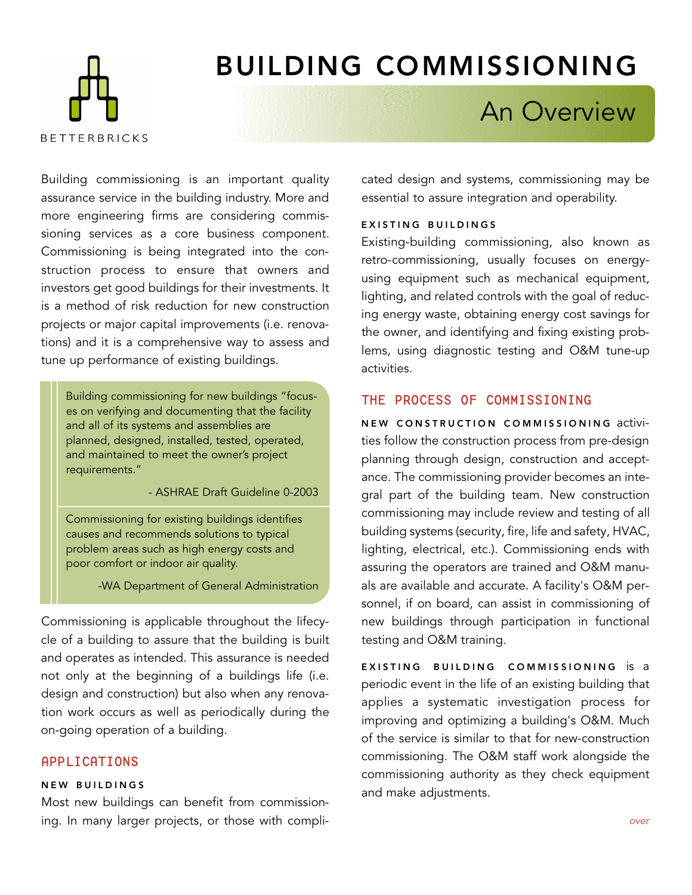BETTERBRICKS

# BUILDING COMMISSIONING

## An Overview

Building commissioning is an important quality assurance service in the building industry. More and more engineering firms are considering commissioning services as a core business component. Commissioning is being integrated into the construction process to ensure that owners and investors get good buildings for their investments. It is a method of risk reduction for new construction projects or major capital improvements (i.e. renovations) and it is a comprehensive way to assess and tune up performance of existing buildings.

> Building commissioning for new buildings “focuses on verifying and documenting that the facility and all of its systems and assemblies are planned, designed, installed, tested, operated, and maintained to meet the owner’s project requirements.”
>
> - ASHRAE Draft Guideline 0-2003

> Commissioning for existing buildings identifies causes and recommends solutions to typical problem areas such as high energy costs and poor comfort or indoor air quality.
>
> -WA Department of General Administration

Commissioning is applicable throughout the lifecycle of a building to assure that the building is built and operates as intended. This assurance is needed not only at the beginning of a buildings life (i.e. design and construction) but also when any renovation work occurs as well as periodically during the on-going operation of a building.

## APPLICATIONS

### NEW BUILDINGS

Most new buildings can benefit from commissioning. In many larger projects, or those with complicated design and systems, commissioning may be essential to assure integration and operability.

### EXISTING BUILDINGS

Existing-building commissioning, also known as retro-commissioning, usually focuses on energy-using equipment such as mechanical equipment, lighting, and related controls with the goal of reducing energy waste, obtaining energy cost savings for the owner, and identifying and fixing existing problems, using diagnostic testing and O&M tune-up activities.

## THE PROCESS OF COMMISSIONING

**NEW CONSTRUCTION COMMISSIONING** activities follow the construction process from pre-design planning through design, construction and acceptance. The commissioning provider becomes an integral part of the building team. New construction commissioning may include review and testing of all building systems (security, fire, life and safety, HVAC, lighting, electrical, etc.). Commissioning ends with assuring the operators are trained and O&M manuals are available and accurate. A facility's O&M personnel, if on board, can assist in commissioning of new buildings through participation in functional testing and O&M training.

**EXISTING BUILDING COMMISSIONING** is a periodic event in the life of an existing building that applies a systematic investigation process for improving and optimizing a building's O&M. Much of the service is similar to that for new-construction commissioning. The O&M staff work alongside the commissioning authority as they check equipment and make adjustments.

*over*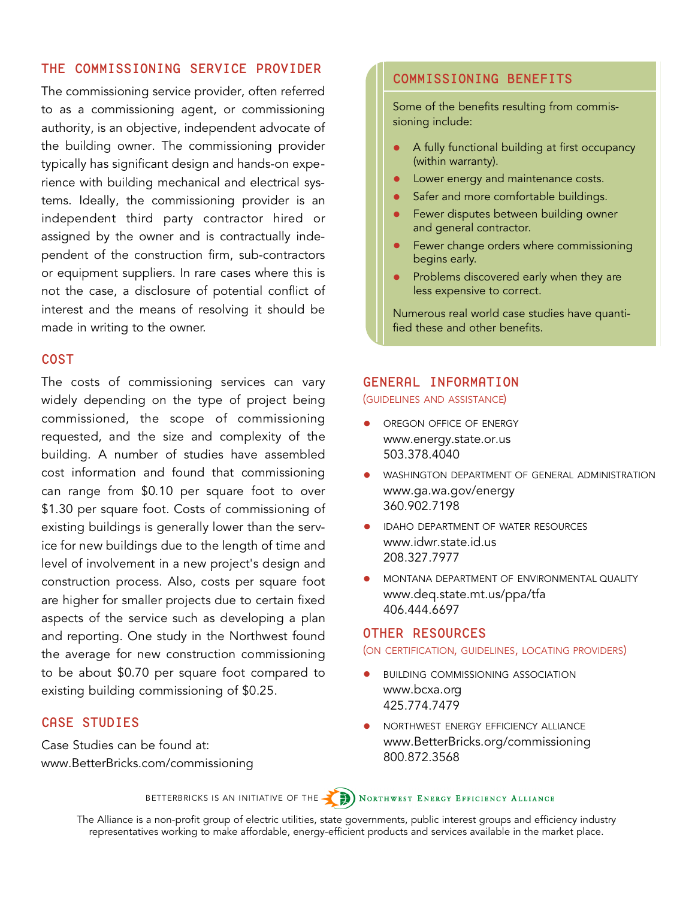## THE COMMISSIONING SERVICE PROVIDER

The commissioning service provider, often referred to as a commissioning agent, or commissioning authority, is an objective, independent advocate of the building owner. The commissioning provider typically has significant design and hands-on experience with building mechanical and electrical systems. Ideally, the commissioning provider is an independent third party contractor hired or assigned by the owner and is contractually independent of the construction firm, sub-contractors or equipment suppliers. In rare cases where this is not the case, a disclosure of potential conflict of interest and the means of resolving it should be made in writing to the owner.

## COST

The costs of commissioning services can vary widely depending on the type of project being commissioned, the scope of commissioning requested, and the size and complexity of the building. A number of studies have assembled cost information and found that commissioning can range from $0.10 per square foot to over $1.30 per square foot. Costs of commissioning of existing buildings is generally lower than the service for new buildings due to the length of time and level of involvement in a new project's design and construction process. Also, costs per square foot are higher for smaller projects due to certain fixed aspects of the service such as developing a plan and reporting. One study in the Northwest found the average for new construction commissioning to be about $0.70 per square foot compared to existing building commissioning of $0.25.

## CASE STUDIES

Case Studies can be found at:
www.BetterBricks.com/commissioning

## COMMISSIONING BENEFITS

Some of the benefits resulting from commissioning include:

- A fully functional building at first occupancy (within warranty).
- Lower energy and maintenance costs.
- Safer and more comfortable buildings.
- Fewer disputes between building owner and general contractor.
- Fewer change orders where commissioning begins early.
- Problems discovered early when they are less expensive to correct.

Numerous real world case studies have quantified these and other benefits.

## GENERAL INFORMATION

(GUIDELINES AND ASSISTANCE)

- OREGON OFFICE OF ENERGY
  www.energy.state.or.us
  503.378.4040
- WASHINGTON DEPARTMENT OF GENERAL ADMINISTRATION
  www.ga.wa.gov/energy
  360.902.7198
- IDAHO DEPARTMENT OF WATER RESOURCES
  www.idwr.state.id.us
  208.327.7977
- MONTANA DEPARTMENT OF ENVIRONMENTAL QUALITY
  www.deq.state.mt.us/ppa/tfa
  406.444.6697

## OTHER RESOURCES

(ON CERTIFICATION, GUIDELINES, LOCATING PROVIDERS)

- BUILDING COMMISSIONING ASSOCIATION
  www.bcxa.org
  425.774.7479
- NORTHWEST ENERGY EFFICIENCY ALLIANCE
  www.BetterBricks.org/commissioning
  800.872.3568

BETTERBRICKS IS AN INITIATIVE OF THE NORTHWEST ENERGY EFFICIENCY ALLIANCE

The Alliance is a non-profit group of electric utilities, state governments, public interest groups and efficiency industry representatives working to make affordable, energy-efficient products and services available in the market place.